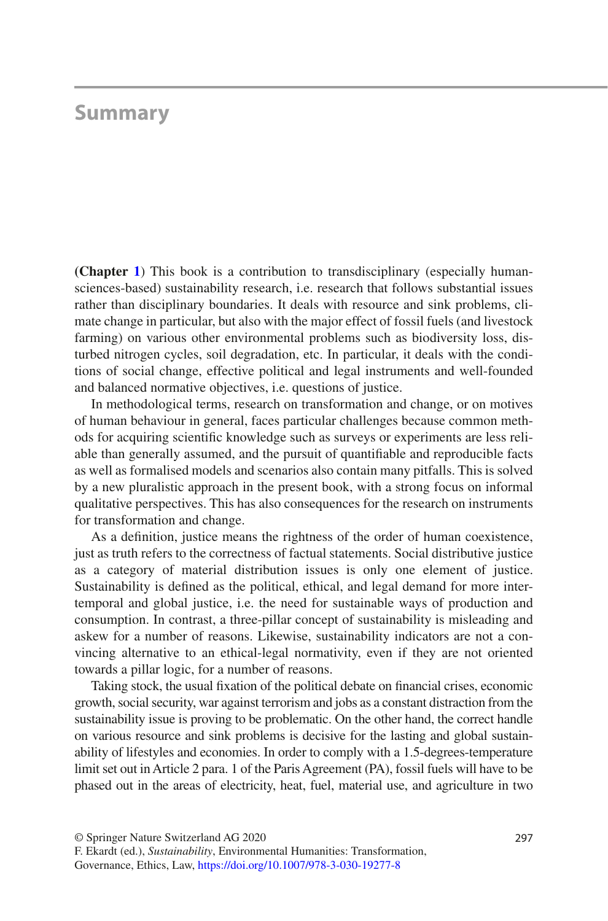# Summary

**(Chapter 1)** This book is a contribution to transdisciplinary (especially human-sciences-based) sustainability research, i.e. research that follows substantial issues rather than disciplinary boundaries. It deals with resource and sink problems, climate change in particular, but also with the major effect of fossil fuels (and livestock farming) on various other environmental problems such as biodiversity loss, disturbed nitrogen cycles, soil degradation, etc. In particular, it deals with the conditions of social change, effective political and legal instruments and well-founded and balanced normative objectives, i.e. questions of justice.

In methodological terms, research on transformation and change, or on motives of human behaviour in general, faces particular challenges because common methods for acquiring scientific knowledge such as surveys or experiments are less reliable than generally assumed, and the pursuit of quantifiable and reproducible facts as well as formalised models and scenarios also contain many pitfalls. This is solved by a new pluralistic approach in the present book, with a strong focus on informal qualitative perspectives. This has also consequences for the research on instruments for transformation and change.

As a definition, justice means the rightness of the order of human coexistence, just as truth refers to the correctness of factual statements. Social distributive justice as a category of material distribution issues is only one element of justice. Sustainability is defined as the political, ethical, and legal demand for more intertemporal and global justice, i.e. the need for sustainable ways of production and consumption. In contrast, a three-pillar concept of sustainability is misleading and askew for a number of reasons. Likewise, sustainability indicators are not a convincing alternative to an ethical-legal normativity, even if they are not oriented towards a pillar logic, for a number of reasons.

Taking stock, the usual fixation of the political debate on financial crises, economic growth, social security, war against terrorism and jobs as a constant distraction from the sustainability issue is proving to be problematic. On the other hand, the correct handle on various resource and sink problems is decisive for the lasting and global sustainability of lifestyles and economies. In order to comply with a 1.5-degrees-temperature limit set out in Article 2 para. 1 of the Paris Agreement (PA), fossil fuels will have to be phased out in the areas of electricity, heat, fuel, material use, and agriculture in two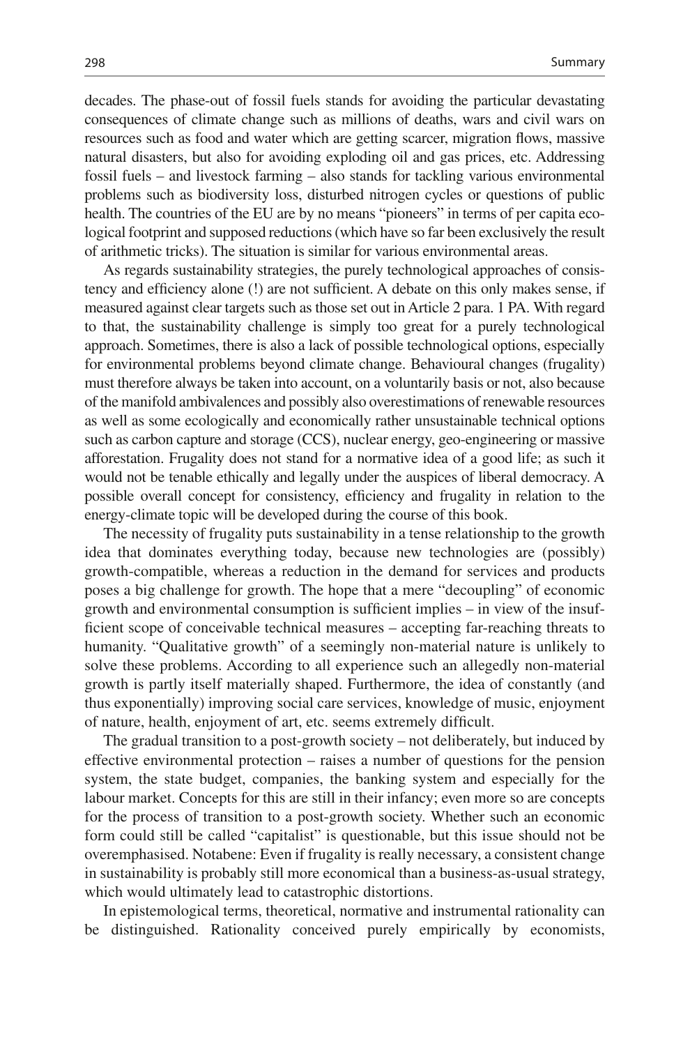decades. The phase-out of fossil fuels stands for avoiding the particular devastating consequences of climate change such as millions of deaths, wars and civil wars on resources such as food and water which are getting scarcer, migration flows, massive natural disasters, but also for avoiding exploding oil and gas prices, etc. Addressing fossil fuels – and livestock farming – also stands for tackling various environmental problems such as biodiversity loss, disturbed nitrogen cycles or questions of public health. The countries of the EU are by no means "pioneers" in terms of per capita ecological footprint and supposed reductions (which have so far been exclusively the result of arithmetic tricks). The situation is similar for various environmental areas.

As regards sustainability strategies, the purely technological approaches of consistency and efficiency alone (!) are not sufficient. A debate on this only makes sense, if measured against clear targets such as those set out in Article 2 para. 1 PA. With regard to that, the sustainability challenge is simply too great for a purely technological approach. Sometimes, there is also a lack of possible technological options, especially for environmental problems beyond climate change. Behavioural changes (frugality) must therefore always be taken into account, on a voluntarily basis or not, also because of the manifold ambivalences and possibly also overestimations of renewable resources as well as some ecologically and economically rather unsustainable technical options such as carbon capture and storage (CCS), nuclear energy, geo-engineering or massive afforestation. Frugality does not stand for a normative idea of a good life; as such it would not be tenable ethically and legally under the auspices of liberal democracy. A possible overall concept for consistency, efficiency and frugality in relation to the energy-climate topic will be developed during the course of this book.

The necessity of frugality puts sustainability in a tense relationship to the growth idea that dominates everything today, because new technologies are (possibly) growth-compatible, whereas a reduction in the demand for services and products poses a big challenge for growth. The hope that a mere "decoupling" of economic growth and environmental consumption is sufficient implies – in view of the insufficient scope of conceivable technical measures – accepting far-reaching threats to humanity. "Qualitative growth" of a seemingly non-material nature is unlikely to solve these problems. According to all experience such an allegedly non-material growth is partly itself materially shaped. Furthermore, the idea of constantly (and thus exponentially) improving social care services, knowledge of music, enjoyment of nature, health, enjoyment of art, etc. seems extremely difficult.

The gradual transition to a post-growth society – not deliberately, but induced by effective environmental protection – raises a number of questions for the pension system, the state budget, companies, the banking system and especially for the labour market. Concepts for this are still in their infancy; even more so are concepts for the process of transition to a post-growth society. Whether such an economic form could still be called "capitalist" is questionable, but this issue should not be overemphasised. Notabene: Even if frugality is really necessary, a consistent change in sustainability is probably still more economical than a business-as-usual strategy, which would ultimately lead to catastrophic distortions.

In epistemological terms, theoretical, normative and instrumental rationality can be distinguished. Rationality conceived purely empirically by economists,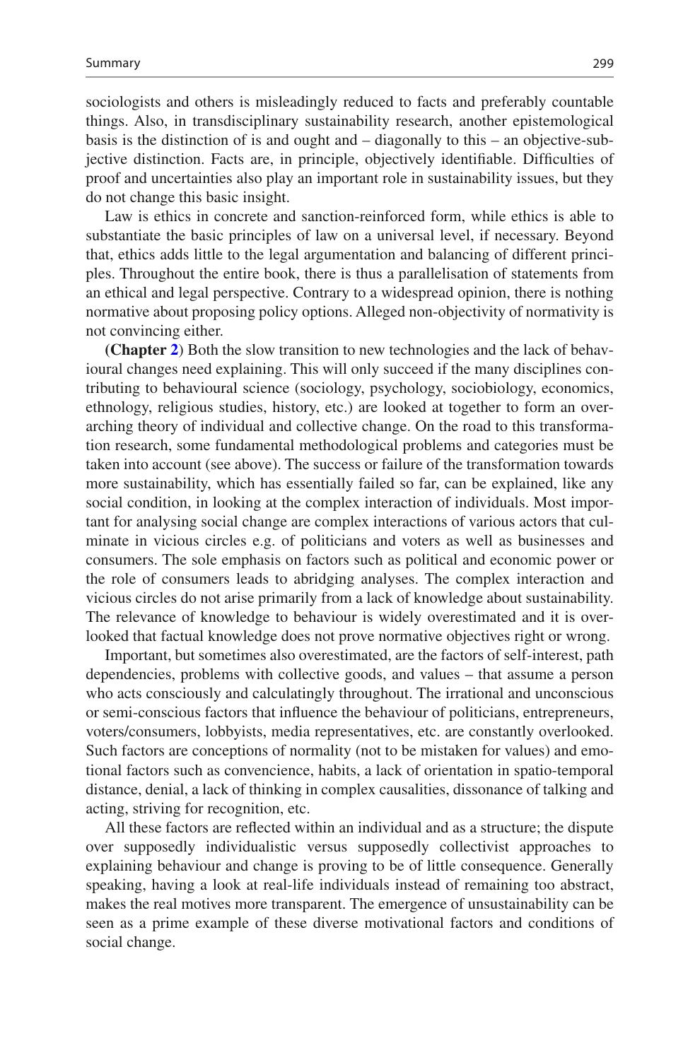sociologists and others is misleadingly reduced to facts and preferably countable things. Also, in transdisciplinary sustainability research, another epistemological basis is the distinction of is and ought and – diagonally to this – an objective-subjective distinction. Facts are, in principle, objectively identifiable. Difficulties of proof and uncertainties also play an important role in sustainability issues, but they do not change this basic insight.

Law is ethics in concrete and sanction-reinforced form, while ethics is able to substantiate the basic principles of law on a universal level, if necessary. Beyond that, ethics adds little to the legal argumentation and balancing of different principles. Throughout the entire book, there is thus a parallelisation of statements from an ethical and legal perspective. Contrary to a widespread opinion, there is nothing normative about proposing policy options. Alleged non-objectivity of normativity is not convincing either.

**(Chapter 2)** Both the slow transition to new technologies and the lack of behavioural changes need explaining. This will only succeed if the many disciplines contributing to behavioural science (sociology, psychology, sociobiology, economics, ethnology, religious studies, history, etc.) are looked at together to form an overarching theory of individual and collective change. On the road to this transformation research, some fundamental methodological problems and categories must be taken into account (see above). The success or failure of the transformation towards more sustainability, which has essentially failed so far, can be explained, like any social condition, in looking at the complex interaction of individuals. Most important for analysing social change are complex interactions of various actors that culminate in vicious circles e.g. of politicians and voters as well as businesses and consumers. The sole emphasis on factors such as political and economic power or the role of consumers leads to abridging analyses. The complex interaction and vicious circles do not arise primarily from a lack of knowledge about sustainability. The relevance of knowledge to behaviour is widely overestimated and it is overlooked that factual knowledge does not prove normative objectives right or wrong.

Important, but sometimes also overestimated, are the factors of self-interest, path dependencies, problems with collective goods, and values – that assume a person who acts consciously and calculatingly throughout. The irrational and unconscious or semi-conscious factors that influence the behaviour of politicians, entrepreneurs, voters/consumers, lobbyists, media representatives, etc. are constantly overlooked. Such factors are conceptions of normality (not to be mistaken for values) and emotional factors such as convencience, habits, a lack of orientation in spatio-temporal distance, denial, a lack of thinking in complex causalities, dissonance of talking and acting, striving for recognition, etc.

All these factors are reflected within an individual and as a structure; the dispute over supposedly individualistic versus supposedly collectivist approaches to explaining behaviour and change is proving to be of little consequence. Generally speaking, having a look at real-life individuals instead of remaining too abstract, makes the real motives more transparent. The emergence of unsustainability can be seen as a prime example of these diverse motivational factors and conditions of social change.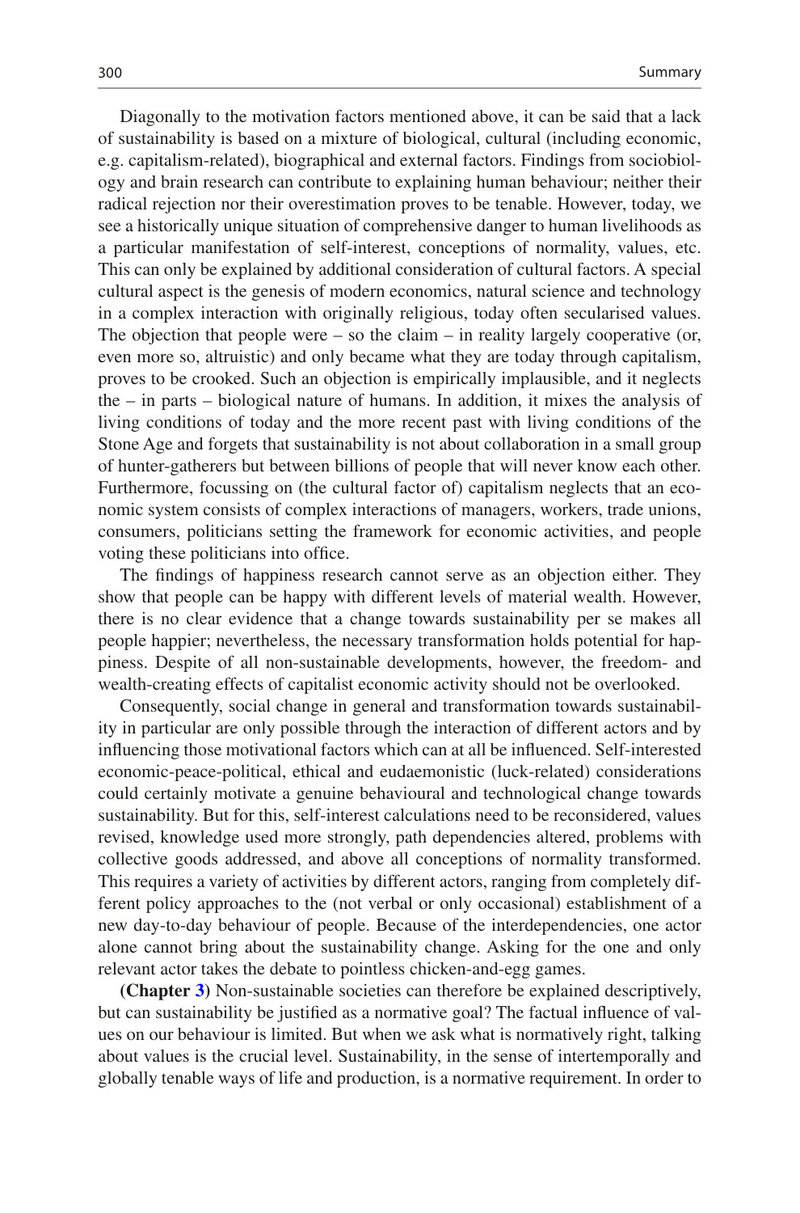Diagonally to the motivation factors mentioned above, it can be said that a lack of sustainability is based on a mixture of biological, cultural (including economic, e.g. capitalism-related), biographical and external factors. Findings from sociobiology and brain research can contribute to explaining human behaviour; neither their radical rejection nor their overestimation proves to be tenable. However, today, we see a historically unique situation of comprehensive danger to human livelihoods as a particular manifestation of self-interest, conceptions of normality, values, etc. This can only be explained by additional consideration of cultural factors. A special cultural aspect is the genesis of modern economics, natural science and technology in a complex interaction with originally religious, today often secularised values. The objection that people were – so the claim – in reality largely cooperative (or, even more so, altruistic) and only became what they are today through capitalism, proves to be crooked. Such an objection is empirically implausible, and it neglects the – in parts – biological nature of humans. In addition, it mixes the analysis of living conditions of today and the more recent past with living conditions of the Stone Age and forgets that sustainability is not about collaboration in a small group of hunter-gatherers but between billions of people that will never know each other. Furthermore, focussing on (the cultural factor of) capitalism neglects that an economic system consists of complex interactions of managers, workers, trade unions, consumers, politicians setting the framework for economic activities, and people voting these politicians into office.

The findings of happiness research cannot serve as an objection either. They show that people can be happy with different levels of material wealth. However, there is no clear evidence that a change towards sustainability per se makes all people happier; nevertheless, the necessary transformation holds potential for happiness. Despite of all non-sustainable developments, however, the freedom- and wealth-creating effects of capitalist economic activity should not be overlooked.

Consequently, social change in general and transformation towards sustainability in particular are only possible through the interaction of different actors and by influencing those motivational factors which can at all be influenced. Self-interested economic-peace-political, ethical and eudaemonistic (luck-related) considerations could certainly motivate a genuine behavioural and technological change towards sustainability. But for this, self-interest calculations need to be reconsidered, values revised, knowledge used more strongly, path dependencies altered, problems with collective goods addressed, and above all conceptions of normality transformed. This requires a variety of activities by different actors, ranging from completely different policy approaches to the (not verbal or only occasional) establishment of a new day-to-day behaviour of people. Because of the interdependencies, one actor alone cannot bring about the sustainability change. Asking for the one and only relevant actor takes the debate to pointless chicken-and-egg games.

**(Chapter 3)** Non-sustainable societies can therefore be explained descriptively, but can sustainability be justified as a normative goal? The factual influence of values on our behaviour is limited. But when we ask what is normatively right, talking about values is the crucial level. Sustainability, in the sense of intertemporally and globally tenable ways of life and production, is a normative requirement. In order to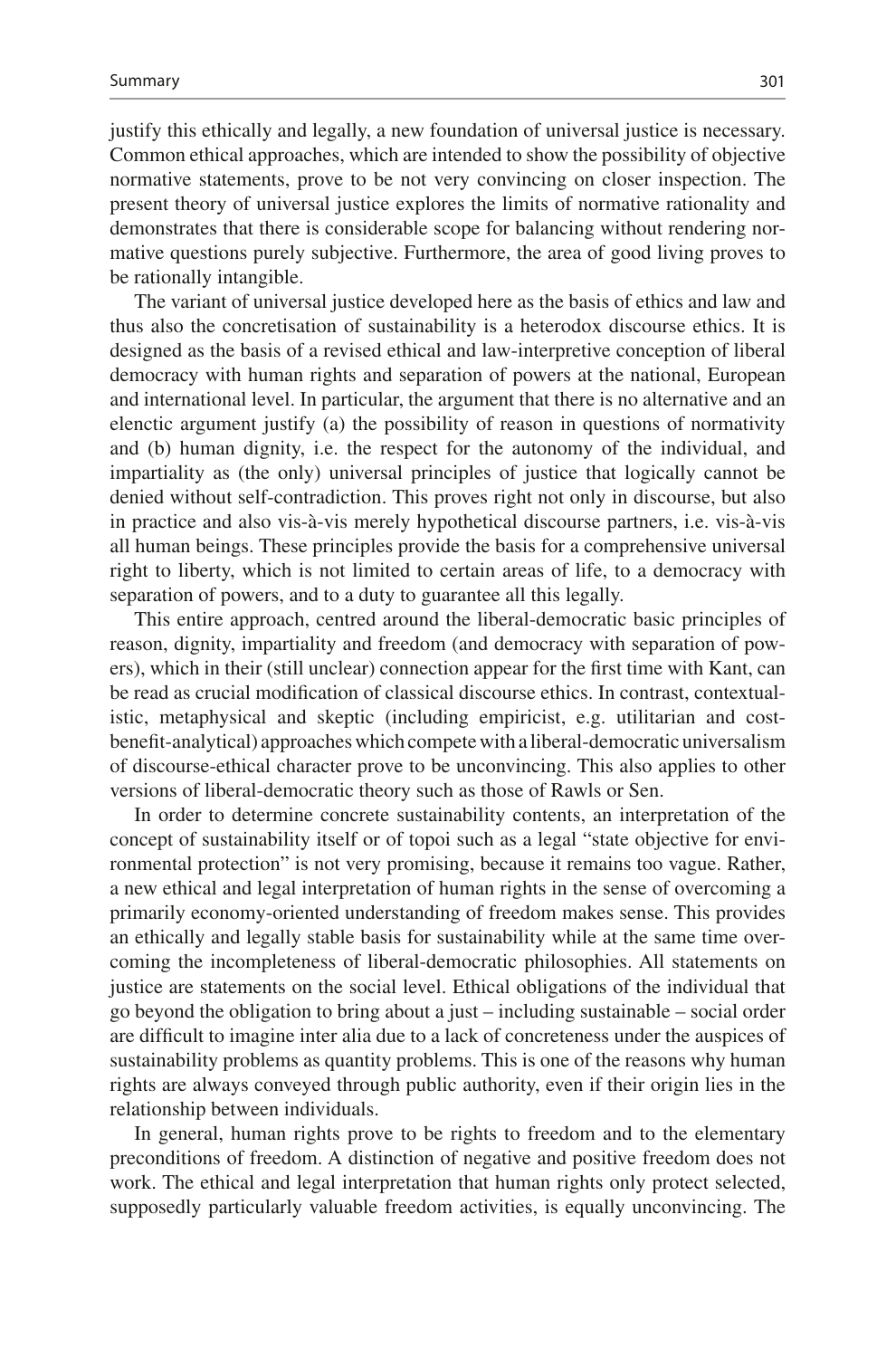justify this ethically and legally, a new foundation of universal justice is necessary. Common ethical approaches, which are intended to show the possibility of objective normative statements, prove to be not very convincing on closer inspection. The present theory of universal justice explores the limits of normative rationality and demonstrates that there is considerable scope for balancing without rendering normative questions purely subjective. Furthermore, the area of good living proves to be rationally intangible.

The variant of universal justice developed here as the basis of ethics and law and thus also the concretisation of sustainability is a heterodox discourse ethics. It is designed as the basis of a revised ethical and law-interpretive conception of liberal democracy with human rights and separation of powers at the national, European and international level. In particular, the argument that there is no alternative and an elenctic argument justify (a) the possibility of reason in questions of normativity and (b) human dignity, i.e. the respect for the autonomy of the individual, and impartiality as (the only) universal principles of justice that logically cannot be denied without self-contradiction. This proves right not only in discourse, but also in practice and also vis-à-vis merely hypothetical discourse partners, i.e. vis-à-vis all human beings. These principles provide the basis for a comprehensive universal right to liberty, which is not limited to certain areas of life, to a democracy with separation of powers, and to a duty to guarantee all this legally.

This entire approach, centred around the liberal-democratic basic principles of reason, dignity, impartiality and freedom (and democracy with separation of powers), which in their (still unclear) connection appear for the first time with Kant, can be read as crucial modification of classical discourse ethics. In contrast, contextualistic, metaphysical and skeptic (including empiricist, e.g. utilitarian and cost-benefit-analytical) approaches which compete with a liberal-democratic universalism of discourse-ethical character prove to be unconvincing. This also applies to other versions of liberal-democratic theory such as those of Rawls or Sen.

In order to determine concrete sustainability contents, an interpretation of the concept of sustainability itself or of topoi such as a legal "state objective for environmental protection" is not very promising, because it remains too vague. Rather, a new ethical and legal interpretation of human rights in the sense of overcoming a primarily economy-oriented understanding of freedom makes sense. This provides an ethically and legally stable basis for sustainability while at the same time overcoming the incompleteness of liberal-democratic philosophies. All statements on justice are statements on the social level. Ethical obligations of the individual that go beyond the obligation to bring about a just – including sustainable – social order are difficult to imagine inter alia due to a lack of concreteness under the auspices of sustainability problems as quantity problems. This is one of the reasons why human rights are always conveyed through public authority, even if their origin lies in the relationship between individuals.

In general, human rights prove to be rights to freedom and to the elementary preconditions of freedom. A distinction of negative and positive freedom does not work. The ethical and legal interpretation that human rights only protect selected, supposedly particularly valuable freedom activities, is equally unconvincing. The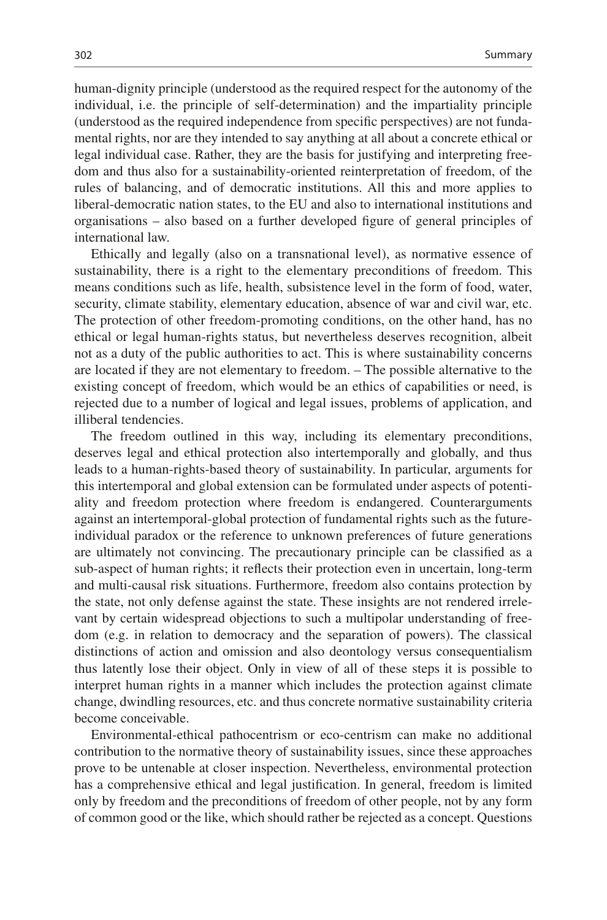human-dignity principle (understood as the required respect for the autonomy of the individual, i.e. the principle of self-determination) and the impartiality principle (understood as the required independence from specific perspectives) are not fundamental rights, nor are they intended to say anything at all about a concrete ethical or legal individual case. Rather, they are the basis for justifying and interpreting freedom and thus also for a sustainability-oriented reinterpretation of freedom, of the rules of balancing, and of democratic institutions. All this and more applies to liberal-democratic nation states, to the EU and also to international institutions and organisations – also based on a further developed figure of general principles of international law.

Ethically and legally (also on a transnational level), as normative essence of sustainability, there is a right to the elementary preconditions of freedom. This means conditions such as life, health, subsistence level in the form of food, water, security, climate stability, elementary education, absence of war and civil war, etc. The protection of other freedom-promoting conditions, on the other hand, has no ethical or legal human-rights status, but nevertheless deserves recognition, albeit not as a duty of the public authorities to act. This is where sustainability concerns are located if they are not elementary to freedom. – The possible alternative to the existing concept of freedom, which would be an ethics of capabilities or need, is rejected due to a number of logical and legal issues, problems of application, and illiberal tendencies.

The freedom outlined in this way, including its elementary preconditions, deserves legal and ethical protection also intertemporally and globally, and thus leads to a human-rights-based theory of sustainability. In particular, arguments for this intertemporal and global extension can be formulated under aspects of potentiality and freedom protection where freedom is endangered. Counterarguments against an intertemporal-global protection of fundamental rights such as the future-individual paradox or the reference to unknown preferences of future generations are ultimately not convincing. The precautionary principle can be classified as a sub-aspect of human rights; it reflects their protection even in uncertain, long-term and multi-causal risk situations. Furthermore, freedom also contains protection by the state, not only defense against the state. These insights are not rendered irrelevant by certain widespread objections to such a multipolar understanding of freedom (e.g. in relation to democracy and the separation of powers). The classical distinctions of action and omission and also deontology versus consequentialism thus latently lose their object. Only in view of all of these steps it is possible to interpret human rights in a manner which includes the protection against climate change, dwindling resources, etc. and thus concrete normative sustainability criteria become conceivable.

Environmental-ethical pathocentrism or eco-centrism can make no additional contribution to the normative theory of sustainability issues, since these approaches prove to be untenable at closer inspection. Nevertheless, environmental protection has a comprehensive ethical and legal justification. In general, freedom is limited only by freedom and the preconditions of freedom of other people, not by any form of common good or the like, which should rather be rejected as a concept. Questions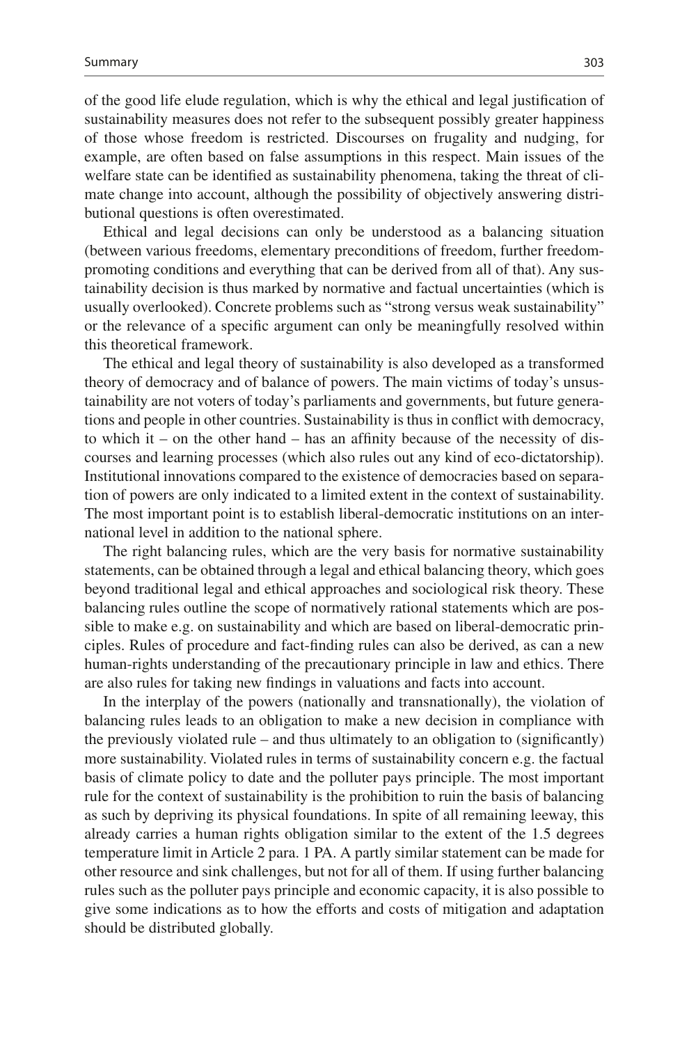of the good life elude regulation, which is why the ethical and legal justification of sustainability measures does not refer to the subsequent possibly greater happiness of those whose freedom is restricted. Discourses on frugality and nudging, for example, are often based on false assumptions in this respect. Main issues of the welfare state can be identified as sustainability phenomena, taking the threat of climate change into account, although the possibility of objectively answering distributional questions is often overestimated.

Ethical and legal decisions can only be understood as a balancing situation (between various freedoms, elementary preconditions of freedom, further freedom-promoting conditions and everything that can be derived from all of that). Any sustainability decision is thus marked by normative and factual uncertainties (which is usually overlooked). Concrete problems such as "strong versus weak sustainability" or the relevance of a specific argument can only be meaningfully resolved within this theoretical framework.

The ethical and legal theory of sustainability is also developed as a transformed theory of democracy and of balance of powers. The main victims of today's unsustainability are not voters of today's parliaments and governments, but future generations and people in other countries. Sustainability is thus in conflict with democracy, to which it – on the other hand – has an affinity because of the necessity of discourses and learning processes (which also rules out any kind of eco-dictatorship). Institutional innovations compared to the existence of democracies based on separation of powers are only indicated to a limited extent in the context of sustainability. The most important point is to establish liberal-democratic institutions on an international level in addition to the national sphere.

The right balancing rules, which are the very basis for normative sustainability statements, can be obtained through a legal and ethical balancing theory, which goes beyond traditional legal and ethical approaches and sociological risk theory. These balancing rules outline the scope of normatively rational statements which are possible to make e.g. on sustainability and which are based on liberal-democratic principles. Rules of procedure and fact-finding rules can also be derived, as can a new human-rights understanding of the precautionary principle in law and ethics. There are also rules for taking new findings in valuations and facts into account.

In the interplay of the powers (nationally and transnationally), the violation of balancing rules leads to an obligation to make a new decision in compliance with the previously violated rule – and thus ultimately to an obligation to (significantly) more sustainability. Violated rules in terms of sustainability concern e.g. the factual basis of climate policy to date and the polluter pays principle. The most important rule for the context of sustainability is the prohibition to ruin the basis of balancing as such by depriving its physical foundations. In spite of all remaining leeway, this already carries a human rights obligation similar to the extent of the 1.5 degrees temperature limit in Article 2 para. 1 PA. A partly similar statement can be made for other resource and sink challenges, but not for all of them. If using further balancing rules such as the polluter pays principle and economic capacity, it is also possible to give some indications as to how the efforts and costs of mitigation and adaptation should be distributed globally.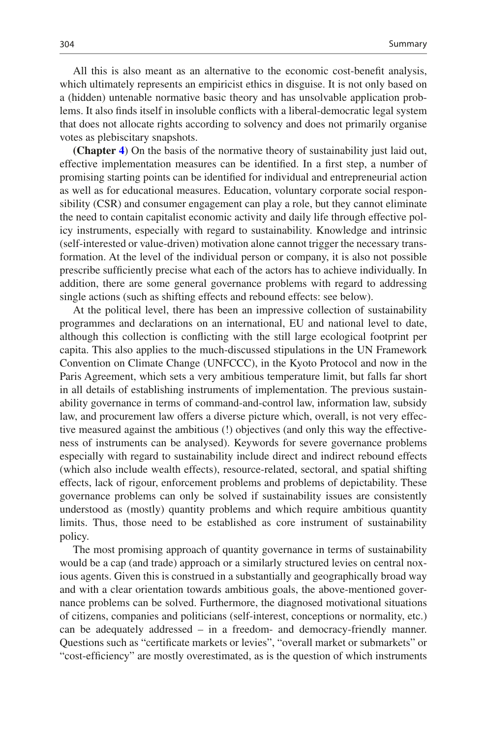All this is also meant as an alternative to the economic cost-benefit analysis, which ultimately represents an empiricist ethics in disguise. It is not only based on a (hidden) untenable normative basic theory and has unsolvable application problems. It also finds itself in insoluble conflicts with a liberal-democratic legal system that does not allocate rights according to solvency and does not primarily organise votes as plebiscitary snapshots.

**(Chapter 4)** On the basis of the normative theory of sustainability just laid out, effective implementation measures can be identified. In a first step, a number of promising starting points can be identified for individual and entrepreneurial action as well as for educational measures. Education, voluntary corporate social responsibility (CSR) and consumer engagement can play a role, but they cannot eliminate the need to contain capitalist economic activity and daily life through effective policy instruments, especially with regard to sustainability. Knowledge and intrinsic (self-interested or value-driven) motivation alone cannot trigger the necessary transformation. At the level of the individual person or company, it is also not possible prescribe sufficiently precise what each of the actors has to achieve individually. In addition, there are some general governance problems with regard to addressing single actions (such as shifting effects and rebound effects: see below).

At the political level, there has been an impressive collection of sustainability programmes and declarations on an international, EU and national level to date, although this collection is conflicting with the still large ecological footprint per capita. This also applies to the much-discussed stipulations in the UN Framework Convention on Climate Change (UNFCCC), in the Kyoto Protocol and now in the Paris Agreement, which sets a very ambitious temperature limit, but falls far short in all details of establishing instruments of implementation. The previous sustainability governance in terms of command-and-control law, information law, subsidy law, and procurement law offers a diverse picture which, overall, is not very effective measured against the ambitious (!) objectives (and only this way the effectiveness of instruments can be analysed). Keywords for severe governance problems especially with regard to sustainability include direct and indirect rebound effects (which also include wealth effects), resource-related, sectoral, and spatial shifting effects, lack of rigour, enforcement problems and problems of depictability. These governance problems can only be solved if sustainability issues are consistently understood as (mostly) quantity problems and which require ambitious quantity limits. Thus, those need to be established as core instrument of sustainability policy.

The most promising approach of quantity governance in terms of sustainability would be a cap (and trade) approach or a similarly structured levies on central noxious agents. Given this is construed in a substantially and geographically broad way and with a clear orientation towards ambitious goals, the above-mentioned governance problems can be solved. Furthermore, the diagnosed motivational situations of citizens, companies and politicians (self-interest, conceptions or normality, etc.) can be adequately addressed – in a freedom- and democracy-friendly manner. Questions such as "certificate markets or levies", "overall market or submarkets" or "cost-efficiency" are mostly overestimated, as is the question of which instruments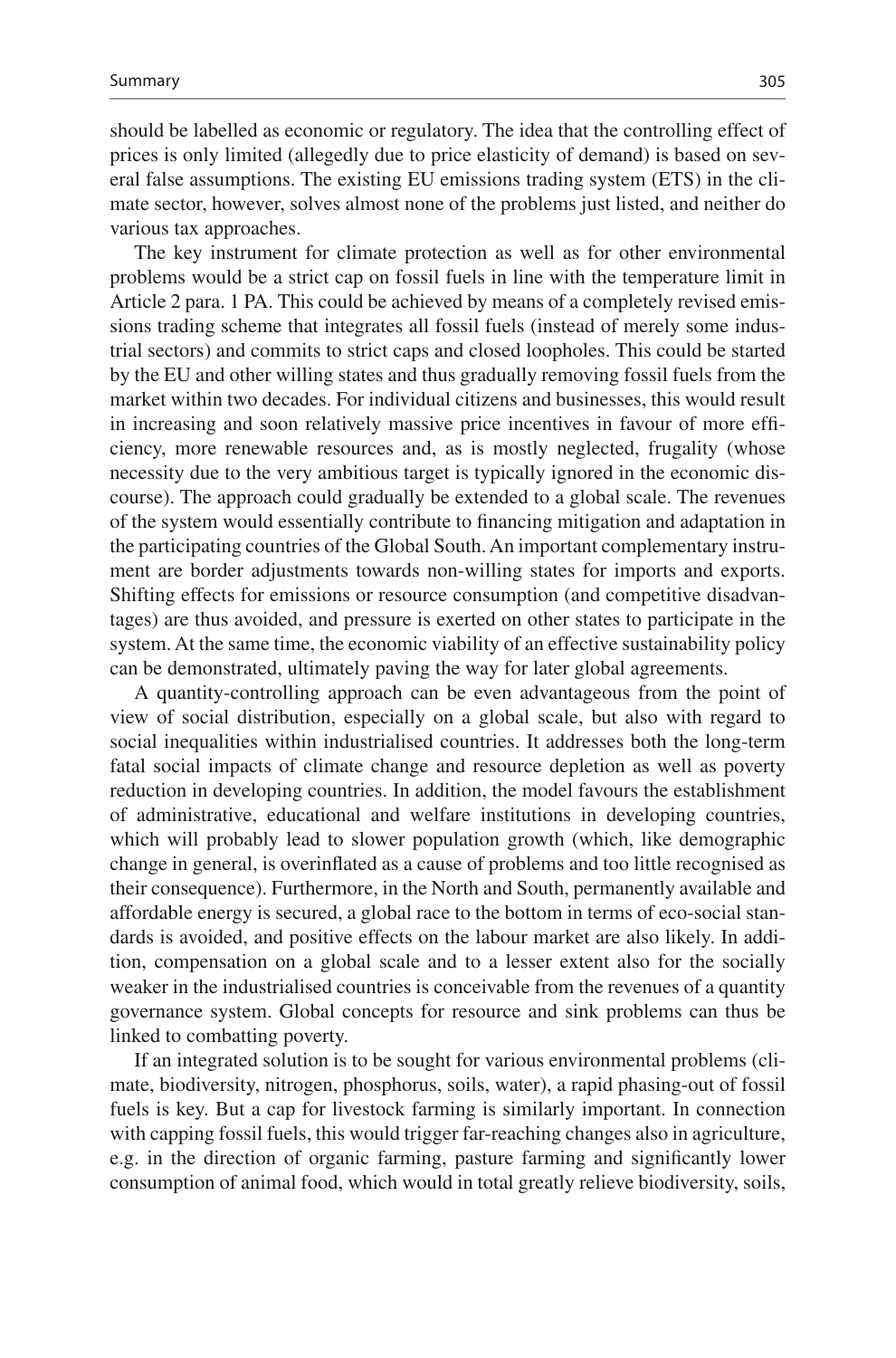should be labelled as economic or regulatory. The idea that the controlling effect of prices is only limited (allegedly due to price elasticity of demand) is based on several false assumptions. The existing EU emissions trading system (ETS) in the climate sector, however, solves almost none of the problems just listed, and neither do various tax approaches.

The key instrument for climate protection as well as for other environmental problems would be a strict cap on fossil fuels in line with the temperature limit in Article 2 para. 1 PA. This could be achieved by means of a completely revised emissions trading scheme that integrates all fossil fuels (instead of merely some industrial sectors) and commits to strict caps and closed loopholes. This could be started by the EU and other willing states and thus gradually removing fossil fuels from the market within two decades. For individual citizens and businesses, this would result in increasing and soon relatively massive price incentives in favour of more efficiency, more renewable resources and, as is mostly neglected, frugality (whose necessity due to the very ambitious target is typically ignored in the economic discourse). The approach could gradually be extended to a global scale. The revenues of the system would essentially contribute to financing mitigation and adaptation in the participating countries of the Global South. An important complementary instrument are border adjustments towards non-willing states for imports and exports. Shifting effects for emissions or resource consumption (and competitive disadvantages) are thus avoided, and pressure is exerted on other states to participate in the system. At the same time, the economic viability of an effective sustainability policy can be demonstrated, ultimately paving the way for later global agreements.

A quantity-controlling approach can be even advantageous from the point of view of social distribution, especially on a global scale, but also with regard to social inequalities within industrialised countries. It addresses both the long-term fatal social impacts of climate change and resource depletion as well as poverty reduction in developing countries. In addition, the model favours the establishment of administrative, educational and welfare institutions in developing countries, which will probably lead to slower population growth (which, like demographic change in general, is overinflated as a cause of problems and too little recognised as their consequence). Furthermore, in the North and South, permanently available and affordable energy is secured, a global race to the bottom in terms of eco-social standards is avoided, and positive effects on the labour market are also likely. In addition, compensation on a global scale and to a lesser extent also for the socially weaker in the industrialised countries is conceivable from the revenues of a quantity governance system. Global concepts for resource and sink problems can thus be linked to combatting poverty.

If an integrated solution is to be sought for various environmental problems (climate, biodiversity, nitrogen, phosphorus, soils, water), a rapid phasing-out of fossil fuels is key. But a cap for livestock farming is similarly important. In connection with capping fossil fuels, this would trigger far-reaching changes also in agriculture, e.g. in the direction of organic farming, pasture farming and significantly lower consumption of animal food, which would in total greatly relieve biodiversity, soils,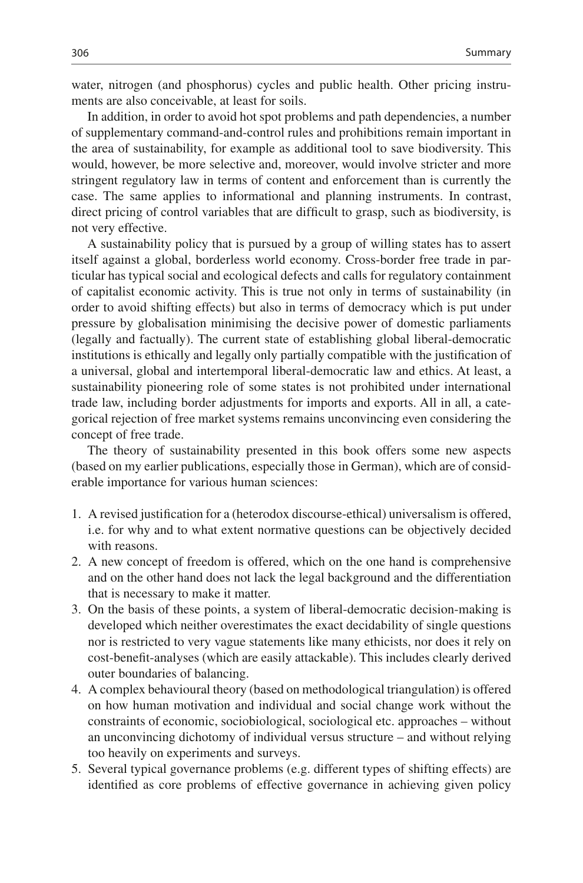water, nitrogen (and phosphorus) cycles and public health. Other pricing instruments are also conceivable, at least for soils.

In addition, in order to avoid hot spot problems and path dependencies, a number of supplementary command-and-control rules and prohibitions remain important in the area of sustainability, for example as additional tool to save biodiversity. This would, however, be more selective and, moreover, would involve stricter and more stringent regulatory law in terms of content and enforcement than is currently the case. The same applies to informational and planning instruments. In contrast, direct pricing of control variables that are difficult to grasp, such as biodiversity, is not very effective.

A sustainability policy that is pursued by a group of willing states has to assert itself against a global, borderless world economy. Cross-border free trade in particular has typical social and ecological defects and calls for regulatory containment of capitalist economic activity. This is true not only in terms of sustainability (in order to avoid shifting effects) but also in terms of democracy which is put under pressure by globalisation minimising the decisive power of domestic parliaments (legally and factually). The current state of establishing global liberal-democratic institutions is ethically and legally only partially compatible with the justification of a universal, global and intertemporal liberal-democratic law and ethics. At least, a sustainability pioneering role of some states is not prohibited under international trade law, including border adjustments for imports and exports. All in all, a categorical rejection of free market systems remains unconvincing even considering the concept of free trade.

The theory of sustainability presented in this book offers some new aspects (based on my earlier publications, especially those in German), which are of considerable importance for various human sciences:

1. A revised justification for a (heterodox discourse-ethical) universalism is offered, i.e. for why and to what extent normative questions can be objectively decided with reasons.
2. A new concept of freedom is offered, which on the one hand is comprehensive and on the other hand does not lack the legal background and the differentiation that is necessary to make it matter.
3. On the basis of these points, a system of liberal-democratic decision-making is developed which neither overestimates the exact decidability of single questions nor is restricted to very vague statements like many ethicists, nor does it rely on cost-benefit-analyses (which are easily attackable). This includes clearly derived outer boundaries of balancing.
4. A complex behavioural theory (based on methodological triangulation) is offered on how human motivation and individual and social change work without the constraints of economic, sociobiological, sociological etc. approaches – without an unconvincing dichotomy of individual versus structure – and without relying too heavily on experiments and surveys.
5. Several typical governance problems (e.g. different types of shifting effects) are identified as core problems of effective governance in achieving given policy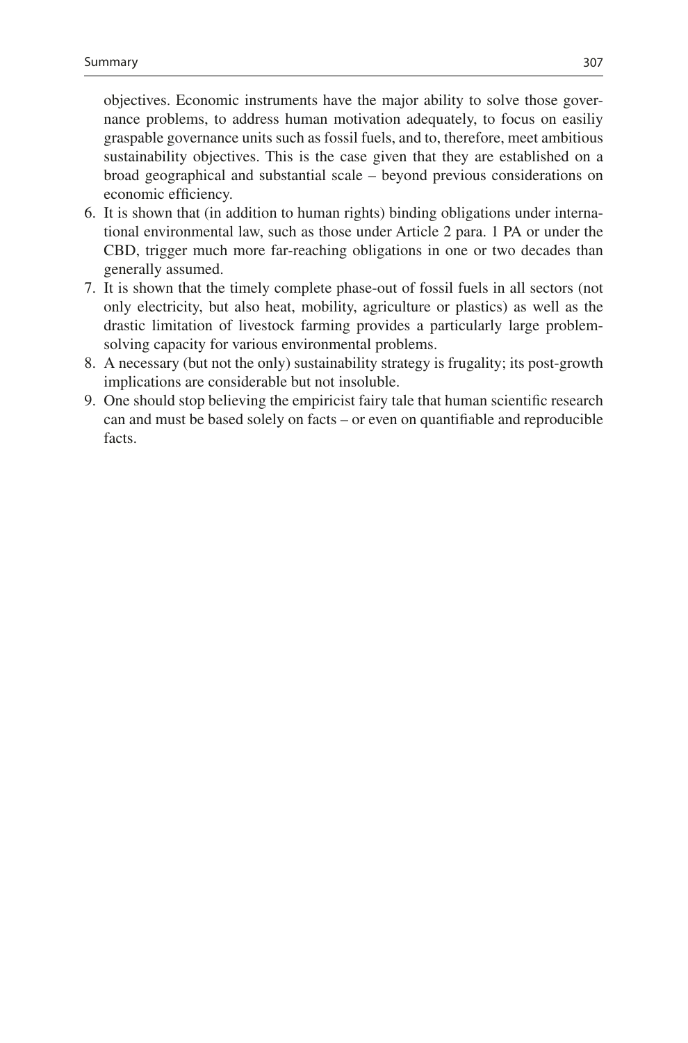objectives. Economic instruments have the major ability to solve those governance problems, to address human motivation adequately, to focus on easiliy graspable governance units such as fossil fuels, and to, therefore, meet ambitious sustainability objectives. This is the case given that they are established on a broad geographical and substantial scale – beyond previous considerations on economic efficiency.

6. It is shown that (in addition to human rights) binding obligations under international environmental law, such as those under Article 2 para. 1 PA or under the CBD, trigger much more far-reaching obligations in one or two decades than generally assumed.
7. It is shown that the timely complete phase-out of fossil fuels in all sectors (not only electricity, but also heat, mobility, agriculture or plastics) as well as the drastic limitation of livestock farming provides a particularly large problem-solving capacity for various environmental problems.
8. A necessary (but not the only) sustainability strategy is frugality; its post-growth implications are considerable but not insoluble.
9. One should stop believing the empiricist fairy tale that human scientific research can and must be based solely on facts – or even on quantifiable and reproducible facts.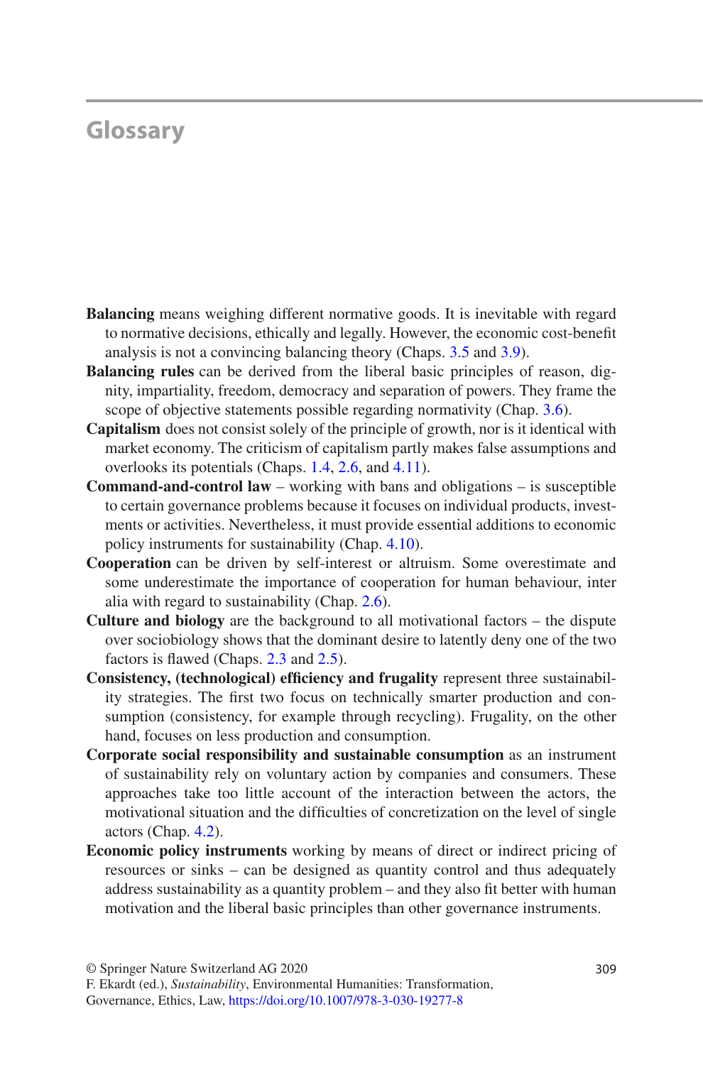# Glossary

**Balancing** means weighing different normative goods. It is inevitable with regard to normative decisions, ethically and legally. However, the economic cost-benefit analysis is not a convincing balancing theory (Chaps. 3.5 and 3.9).

**Balancing rules** can be derived from the liberal basic principles of reason, dignity, impartiality, freedom, democracy and separation of powers. They frame the scope of objective statements possible regarding normativity (Chap. 3.6).

**Capitalism** does not consist solely of the principle of growth, nor is it identical with market economy. The criticism of capitalism partly makes false assumptions and overlooks its potentials (Chaps. 1.4, 2.6, and 4.11).

**Command-and-control law** – working with bans and obligations – is susceptible to certain governance problems because it focuses on individual products, investments or activities. Nevertheless, it must provide essential additions to economic policy instruments for sustainability (Chap. 4.10).

**Cooperation** can be driven by self-interest or altruism. Some overestimate and some underestimate the importance of cooperation for human behaviour, inter alia with regard to sustainability (Chap. 2.6).

**Culture and biology** are the background to all motivational factors – the dispute over sociobiology shows that the dominant desire to latently deny one of the two factors is flawed (Chaps. 2.3 and 2.5).

**Consistency, (technological) efficiency and frugality** represent three sustainability strategies. The first two focus on technically smarter production and consumption (consistency, for example through recycling). Frugality, on the other hand, focuses on less production and consumption.

**Corporate social responsibility and sustainable consumption** as an instrument of sustainability rely on voluntary action by companies and consumers. These approaches take too little account of the interaction between the actors, the motivational situation and the difficulties of concretization on the level of single actors (Chap. 4.2).

**Economic policy instruments** working by means of direct or indirect pricing of resources or sinks – can be designed as quantity control and thus adequately address sustainability as a quantity problem – and they also fit better with human motivation and the liberal basic principles than other governance instruments.

© Springer Nature Switzerland AG 2020
F. Ekardt (ed.), *Sustainability*, Environmental Humanities: Transformation, Governance, Ethics, Law, https://doi.org/10.1007/978-3-030-19277-8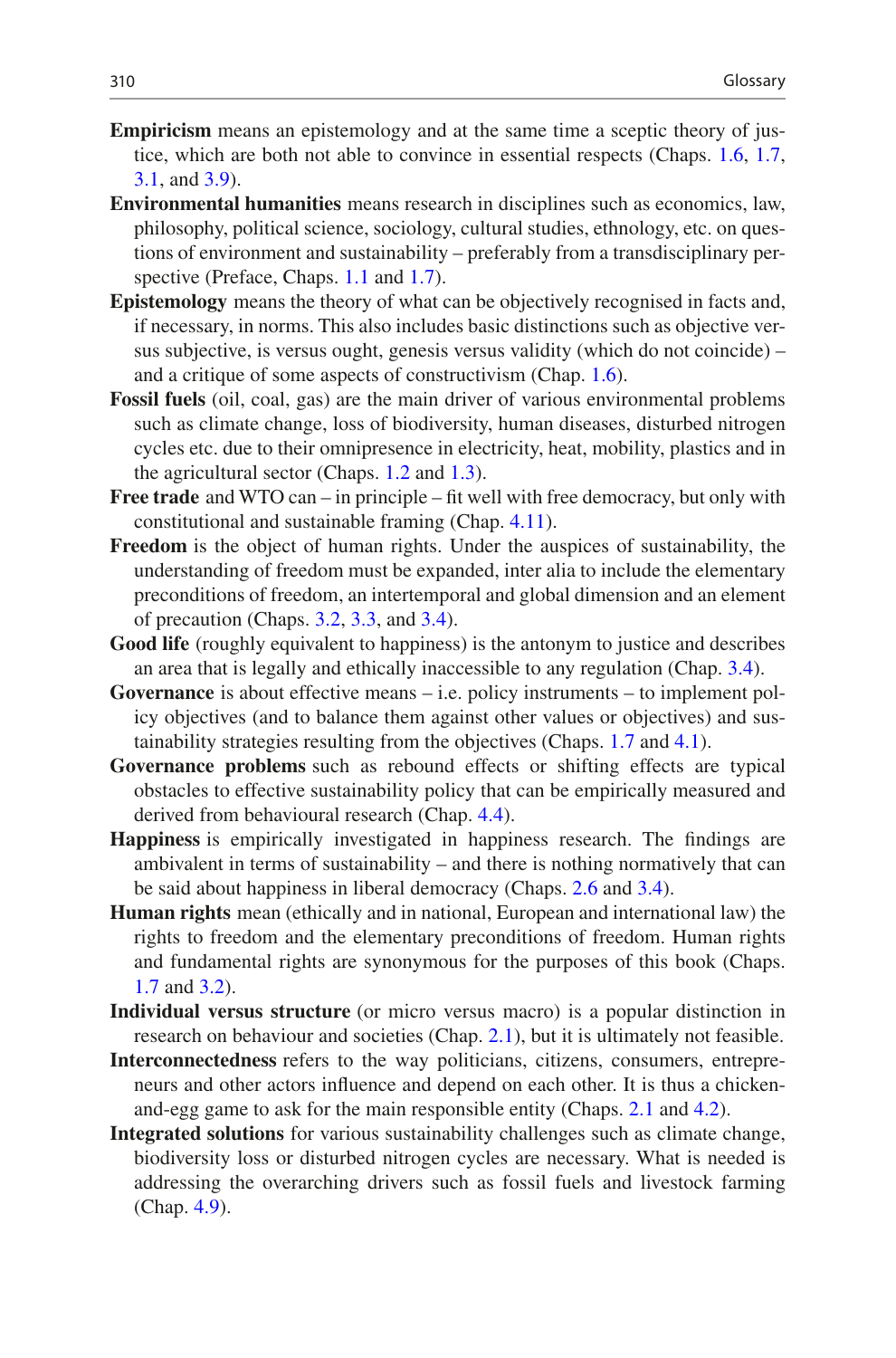**Empiricism** means an epistemology and at the same time a sceptic theory of justice, which are both not able to convince in essential respects (Chaps. 1.6, 1.7, 3.1, and 3.9).

**Environmental humanities** means research in disciplines such as economics, law, philosophy, political science, sociology, cultural studies, ethnology, etc. on questions of environment and sustainability – preferably from a transdisciplinary perspective (Preface, Chaps. 1.1 and 1.7).

**Epistemology** means the theory of what can be objectively recognised in facts and, if necessary, in norms. This also includes basic distinctions such as objective versus subjective, is versus ought, genesis versus validity (which do not coincide) – and a critique of some aspects of constructivism (Chap. 1.6).

**Fossil fuels** (oil, coal, gas) are the main driver of various environmental problems such as climate change, loss of biodiversity, human diseases, disturbed nitrogen cycles etc. due to their omnipresence in electricity, heat, mobility, plastics and in the agricultural sector (Chaps. 1.2 and 1.3).

**Free trade** and WTO can – in principle – fit well with free democracy, but only with constitutional and sustainable framing (Chap. 4.11).

**Freedom** is the object of human rights. Under the auspices of sustainability, the understanding of freedom must be expanded, inter alia to include the elementary preconditions of freedom, an intertemporal and global dimension and an element of precaution (Chaps. 3.2, 3.3, and 3.4).

**Good life** (roughly equivalent to happiness) is the antonym to justice and describes an area that is legally and ethically inaccessible to any regulation (Chap. 3.4).

**Governance** is about effective means – i.e. policy instruments – to implement policy objectives (and to balance them against other values or objectives) and sustainability strategies resulting from the objectives (Chaps. 1.7 and 4.1).

**Governance problems** such as rebound effects or shifting effects are typical obstacles to effective sustainability policy that can be empirically measured and derived from behavioural research (Chap. 4.4).

**Happiness** is empirically investigated in happiness research. The findings are ambivalent in terms of sustainability – and there is nothing normatively that can be said about happiness in liberal democracy (Chaps. 2.6 and 3.4).

**Human rights** mean (ethically and in national, European and international law) the rights to freedom and the elementary preconditions of freedom. Human rights and fundamental rights are synonymous for the purposes of this book (Chaps. 1.7 and 3.2).

**Individual versus structure** (or micro versus macro) is a popular distinction in research on behaviour and societies (Chap. 2.1), but it is ultimately not feasible.

**Interconnectedness** refers to the way politicians, citizens, consumers, entrepreneurs and other actors influence and depend on each other. It is thus a chicken-and-egg game to ask for the main responsible entity (Chaps. 2.1 and 4.2).

**Integrated solutions** for various sustainability challenges such as climate change, biodiversity loss or disturbed nitrogen cycles are necessary. What is needed is addressing the overarching drivers such as fossil fuels and livestock farming (Chap. 4.9).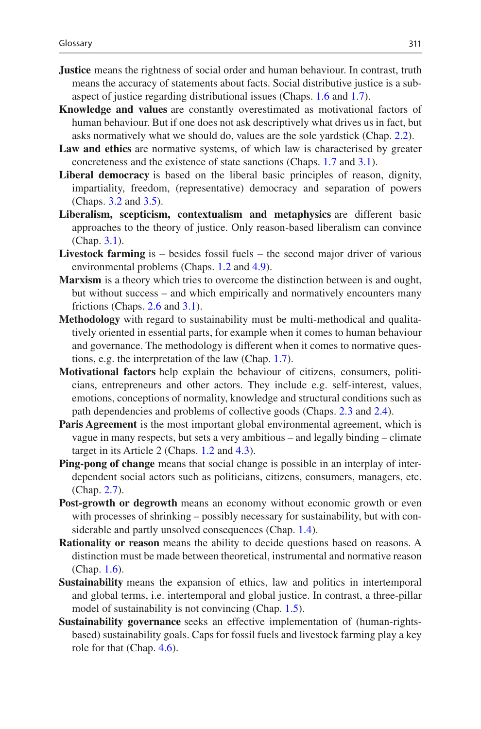**Justice** means the rightness of social order and human behaviour. In contrast, truth means the accuracy of statements about facts. Social distributive justice is a sub-aspect of justice regarding distributional issues (Chaps. 1.6 and 1.7).

**Knowledge and values** are constantly overestimated as motivational factors of human behaviour. But if one does not ask descriptively what drives us in fact, but asks normatively what we should do, values are the sole yardstick (Chap. 2.2).

**Law and ethics** are normative systems, of which law is characterised by greater concreteness and the existence of state sanctions (Chaps. 1.7 and 3.1).

**Liberal democracy** is based on the liberal basic principles of reason, dignity, impartiality, freedom, (representative) democracy and separation of powers (Chaps. 3.2 and 3.5).

**Liberalism, scepticism, contextualism and metaphysics** are different basic approaches to the theory of justice. Only reason-based liberalism can convince (Chap. 3.1).

**Livestock farming** is – besides fossil fuels – the second major driver of various environmental problems (Chaps. 1.2 and 4.9).

**Marxism** is a theory which tries to overcome the distinction between is and ought, but without success – and which empirically and normatively encounters many frictions (Chaps. 2.6 and 3.1).

**Methodology** with regard to sustainability must be multi-methodical and qualitatively oriented in essential parts, for example when it comes to human behaviour and governance. The methodology is different when it comes to normative questions, e.g. the interpretation of the law (Chap. 1.7).

**Motivational factors** help explain the behaviour of citizens, consumers, politicians, entrepreneurs and other actors. They include e.g. self-interest, values, emotions, conceptions of normality, knowledge and structural conditions such as path dependencies and problems of collective goods (Chaps. 2.3 and 2.4).

**Paris Agreement** is the most important global environmental agreement, which is vague in many respects, but sets a very ambitious – and legally binding – climate target in its Article 2 (Chaps. 1.2 and 4.3).

**Ping-pong of change** means that social change is possible in an interplay of interdependent social actors such as politicians, citizens, consumers, managers, etc. (Chap. 2.7).

**Post-growth or degrowth** means an economy without economic growth or even with processes of shrinking – possibly necessary for sustainability, but with considerable and partly unsolved consequences (Chap. 1.4).

**Rationality or reason** means the ability to decide questions based on reasons. A distinction must be made between theoretical, instrumental and normative reason (Chap. 1.6).

**Sustainability** means the expansion of ethics, law and politics in intertemporal and global terms, i.e. intertemporal and global justice. In contrast, a three-pillar model of sustainability is not convincing (Chap. 1.5).

**Sustainability governance** seeks an effective implementation of (human-rights-based) sustainability goals. Caps for fossil fuels and livestock farming play a key role for that (Chap. 4.6).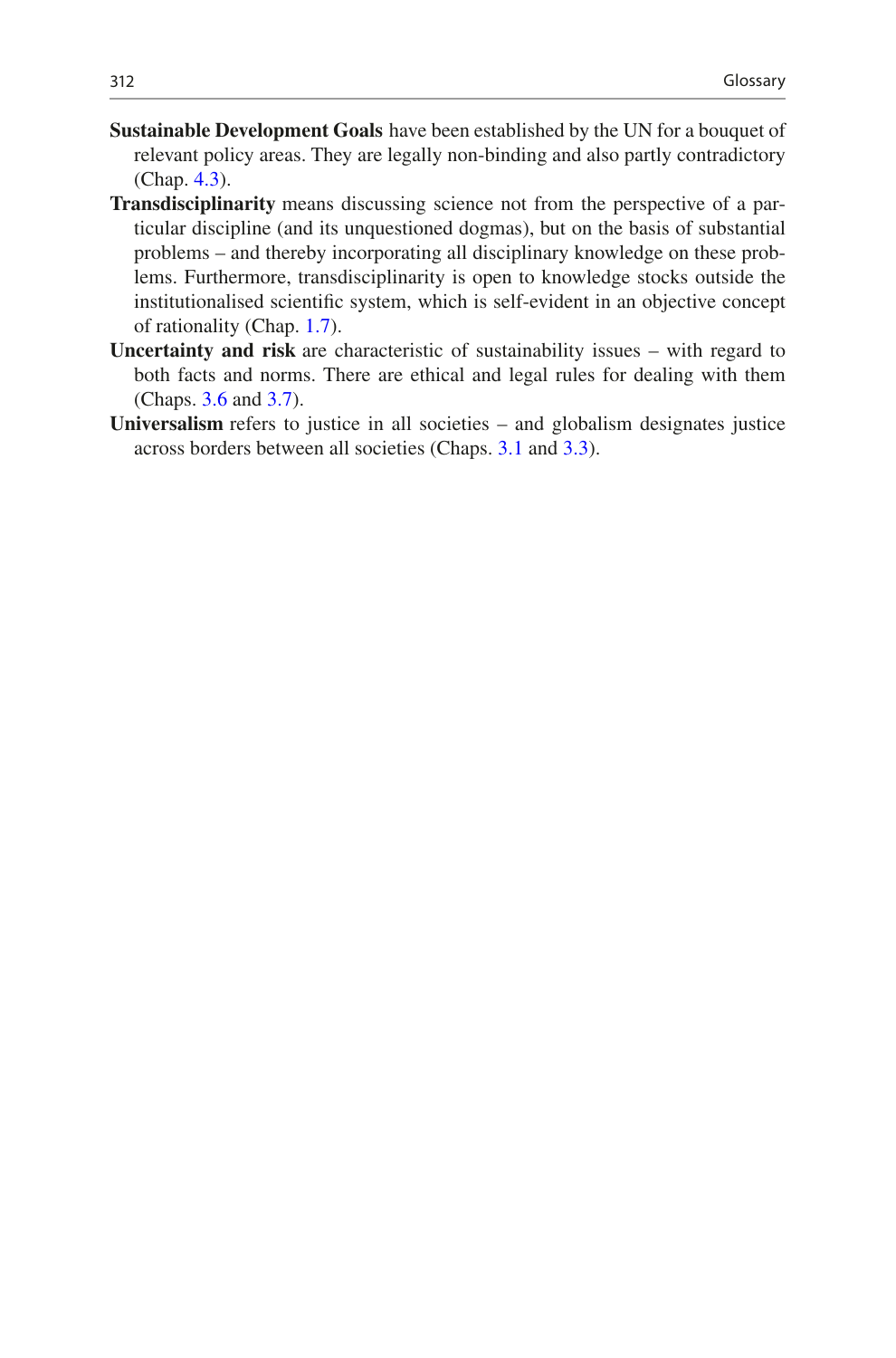**Sustainable Development Goals** have been established by the UN for a bouquet of relevant policy areas. They are legally non-binding and also partly contradictory (Chap. 4.3).

**Transdisciplinarity** means discussing science not from the perspective of a particular discipline (and its unquestioned dogmas), but on the basis of substantial problems – and thereby incorporating all disciplinary knowledge on these problems. Furthermore, transdisciplinarity is open to knowledge stocks outside the institutionalised scientific system, which is self-evident in an objective concept of rationality (Chap. 1.7).

**Uncertainty and risk** are characteristic of sustainability issues – with regard to both facts and norms. There are ethical and legal rules for dealing with them (Chaps. 3.6 and 3.7).

**Universalism** refers to justice in all societies – and globalism designates justice across borders between all societies (Chaps. 3.1 and 3.3).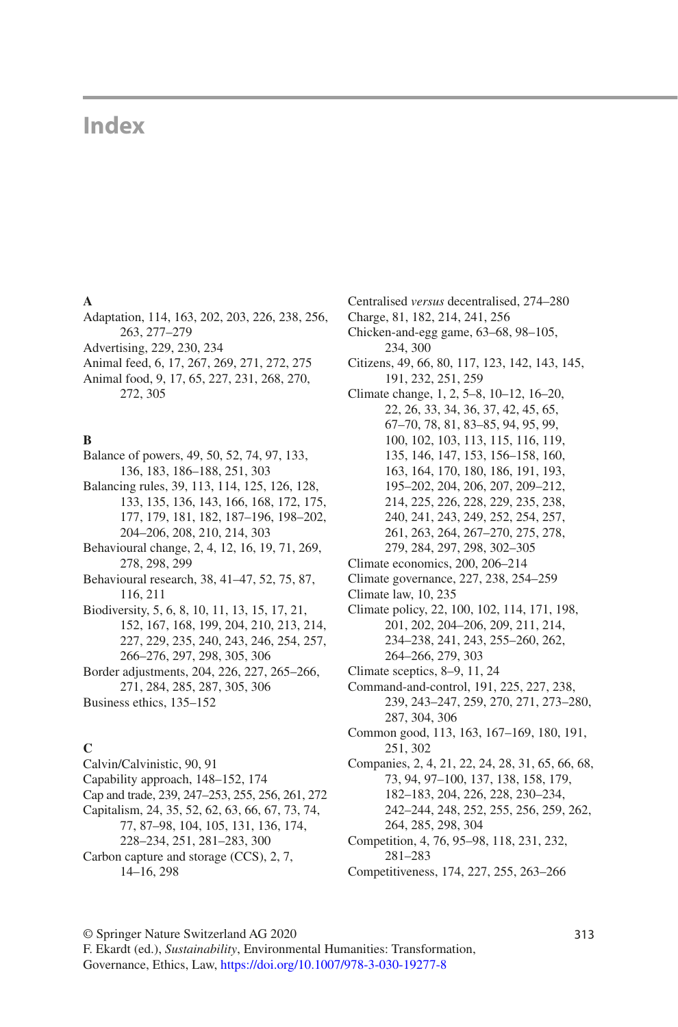# Index

**A**

Adaptation, 114, 163, 202, 203, 226, 238, 256, 263, 277–279
Advertising, 229, 230, 234
Animal feed, 6, 17, 267, 269, 271, 272, 275
Animal food, 9, 17, 65, 227, 231, 268, 270, 272, 305

**B**

Balance of powers, 49, 50, 52, 74, 97, 133, 136, 183, 186–188, 251, 303
Balancing rules, 39, 113, 114, 125, 126, 128, 133, 135, 136, 143, 166, 168, 172, 175, 177, 179, 181, 182, 187–196, 198–202, 204–206, 208, 210, 214, 303
Behavioural change, 2, 4, 12, 16, 19, 71, 269, 278, 298, 299
Behavioural research, 38, 41–47, 52, 75, 87, 116, 211
Biodiversity, 5, 6, 8, 10, 11, 13, 15, 17, 21, 152, 167, 168, 199, 204, 210, 213, 214, 227, 229, 235, 240, 243, 246, 254, 257, 266–276, 297, 298, 305, 306
Border adjustments, 204, 226, 227, 265–266, 271, 284, 285, 287, 305, 306
Business ethics, 135–152

**C**

Calvin/Calvinistic, 90, 91
Capability approach, 148–152, 174
Cap and trade, 239, 247–253, 255, 256, 261, 272
Capitalism, 24, 35, 52, 62, 63, 66, 67, 73, 74, 77, 87–98, 104, 105, 131, 136, 174, 228–234, 251, 281–283, 300
Carbon capture and storage (CCS), 2, 7, 14–16, 298
Centralised *versus* decentralised, 274–280
Charge, 81, 182, 214, 241, 256
Chicken-and-egg game, 63–68, 98–105, 234, 300
Citizens, 49, 66, 80, 117, 123, 142, 143, 145, 191, 232, 251, 259
Climate change, 1, 2, 5–8, 10–12, 16–20, 22, 26, 33, 34, 36, 37, 42, 45, 65, 67–70, 78, 81, 83–85, 94, 95, 99, 100, 102, 103, 113, 115, 116, 119, 135, 146, 147, 153, 156–158, 160, 163, 164, 170, 180, 186, 191, 193, 195–202, 204, 206, 207, 209–212, 214, 225, 226, 228, 229, 235, 238, 240, 241, 243, 249, 252, 254, 257, 261, 263, 264, 267–270, 275, 278, 279, 284, 297, 298, 302–305
Climate economics, 200, 206–214
Climate governance, 227, 238, 254–259
Climate law, 10, 235
Climate policy, 22, 100, 102, 114, 171, 198, 201, 202, 204–206, 209, 211, 214, 234–238, 241, 243, 255–260, 262, 264–266, 279, 303
Climate sceptics, 8–9, 11, 24
Command-and-control, 191, 225, 227, 238, 239, 243–247, 259, 270, 271, 273–280, 287, 304, 306
Common good, 113, 163, 167–169, 180, 191, 251, 302
Companies, 2, 4, 21, 22, 24, 28, 31, 65, 66, 68, 73, 94, 97–100, 137, 138, 158, 179, 182–183, 204, 226, 228, 230–234, 242–244, 248, 252, 255, 256, 259, 262, 264, 285, 298, 304
Competition, 4, 76, 95–98, 118, 231, 232, 281–283
Competitiveness, 174, 227, 255, 263–266

© Springer Nature Switzerland AG 2020
F. Ekardt (ed.), *Sustainability*, Environmental Humanities: Transformation, Governance, Ethics, Law, https://doi.org/10.1007/978-3-030-19277-8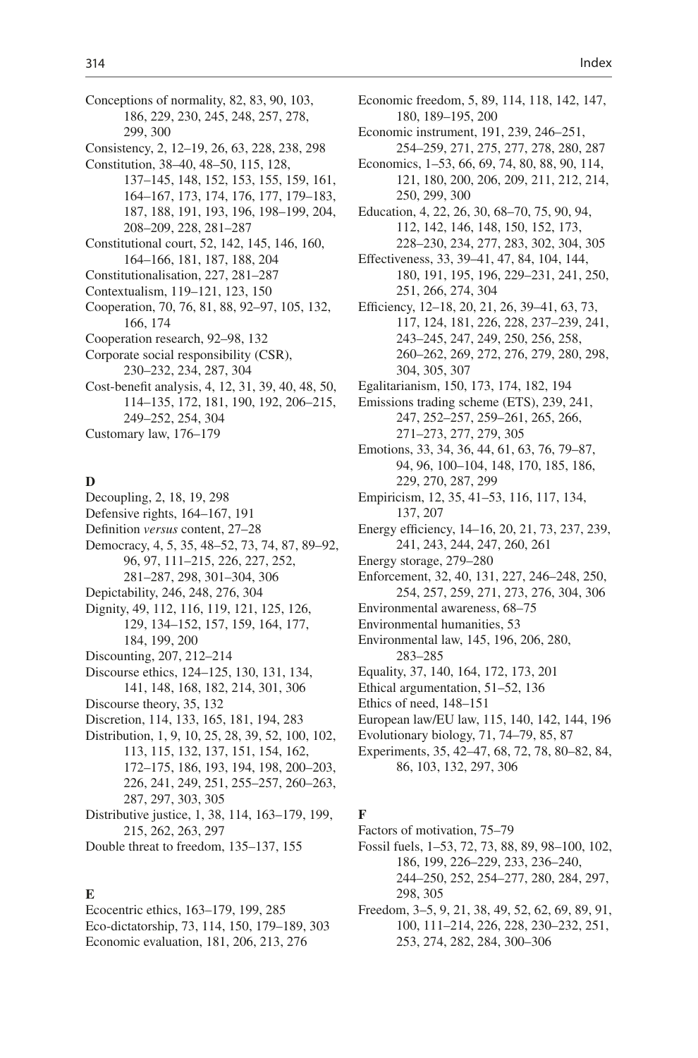Conceptions of normality, 82, 83, 90, 103, 186, 229, 230, 245, 248, 257, 278, 299, 300
Consistency, 2, 12–19, 26, 63, 228, 238, 298
Constitution, 38–40, 48–50, 115, 128, 137–145, 148, 152, 153, 155, 159, 161, 164–167, 173, 174, 176, 177, 179–183, 187, 188, 191, 193, 196, 198–199, 204, 208–209, 228, 281–287
Constitutional court, 52, 142, 145, 146, 160, 164–166, 181, 187, 188, 204
Constitutionalisation, 227, 281–287
Contextualism, 119–121, 123, 150
Cooperation, 70, 76, 81, 88, 92–97, 105, 132, 166, 174
Cooperation research, 92–98, 132
Corporate social responsibility (CSR), 230–232, 234, 287, 304
Cost-benefit analysis, 4, 12, 31, 39, 40, 48, 50, 114–135, 172, 181, 190, 192, 206–215, 249–252, 254, 304
Customary law, 176–179

**D**

Decoupling, 2, 18, 19, 298
Defensive rights, 164–167, 191
Definition *versus* content, 27–28
Democracy, 4, 5, 35, 48–52, 73, 74, 87, 89–92, 96, 97, 111–215, 226, 227, 252, 281–287, 298, 301–304, 306
Depictability, 246, 248, 276, 304
Dignity, 49, 112, 116, 119, 121, 125, 126, 129, 134–152, 157, 159, 164, 177, 184, 199, 200
Discounting, 207, 212–214
Discourse ethics, 124–125, 130, 131, 134, 141, 148, 168, 182, 214, 301, 306
Discourse theory, 35, 132
Discretion, 114, 133, 165, 181, 194, 283
Distribution, 1, 9, 10, 25, 28, 39, 52, 100, 102, 113, 115, 132, 137, 151, 154, 162, 172–175, 186, 193, 194, 198, 200–203, 226, 241, 249, 251, 255–257, 260–263, 287, 297, 303, 305
Distributive justice, 1, 38, 114, 163–179, 199, 215, 262, 263, 297
Double threat to freedom, 135–137, 155

**E**

Ecocentric ethics, 163–179, 199, 285
Eco-dictatorship, 73, 114, 150, 179–189, 303
Economic evaluation, 181, 206, 213, 276
Economic freedom, 5, 89, 114, 118, 142, 147, 180, 189–195, 200
Economic instrument, 191, 239, 246–251, 254–259, 271, 275, 277, 278, 280, 287
Economics, 1–53, 66, 69, 74, 80, 88, 90, 114, 121, 180, 200, 206, 209, 211, 212, 214, 250, 299, 300
Education, 4, 22, 26, 30, 68–70, 75, 90, 94, 112, 142, 146, 148, 150, 152, 173, 228–230, 234, 277, 283, 302, 304, 305
Effectiveness, 33, 39–41, 47, 84, 104, 144, 180, 191, 195, 196, 229–231, 241, 250, 251, 266, 274, 304
Efficiency, 12–18, 20, 21, 26, 39–41, 63, 73, 117, 124, 181, 226, 228, 237–239, 241, 243–245, 247, 249, 250, 256, 258, 260–262, 269, 272, 276, 279, 280, 298, 304, 305, 307
Egalitarianism, 150, 173, 174, 182, 194
Emissions trading scheme (ETS), 239, 241, 247, 252–257, 259–261, 265, 266, 271–273, 277, 279, 305
Emotions, 33, 34, 36, 44, 61, 63, 76, 79–87, 94, 96, 100–104, 148, 170, 185, 186, 229, 270, 287, 299
Empiricism, 12, 35, 41–53, 116, 117, 134, 137, 207
Energy efficiency, 14–16, 20, 21, 73, 237, 239, 241, 243, 244, 247, 260, 261
Energy storage, 279–280
Enforcement, 32, 40, 131, 227, 246–248, 250, 254, 257, 259, 271, 273, 276, 304, 306
Environmental awareness, 68–75
Environmental humanities, 53
Environmental law, 145, 196, 206, 280, 283–285
Equality, 37, 140, 164, 172, 173, 201
Ethical argumentation, 51–52, 136
Ethics of need, 148–151
European law/EU law, 115, 140, 142, 144, 196
Evolutionary biology, 71, 74–79, 85, 87
Experiments, 35, 42–47, 68, 72, 78, 80–82, 84, 86, 103, 132, 297, 306

**F**

Factors of motivation, 75–79
Fossil fuels, 1–53, 72, 73, 88, 89, 98–100, 102, 186, 199, 226–229, 233, 236–240, 244–250, 252, 254–277, 280, 284, 297, 298, 305
Freedom, 3–5, 9, 21, 38, 49, 52, 62, 69, 89, 91, 100, 111–214, 226, 228, 230–232, 251, 253, 274, 282, 284, 300–306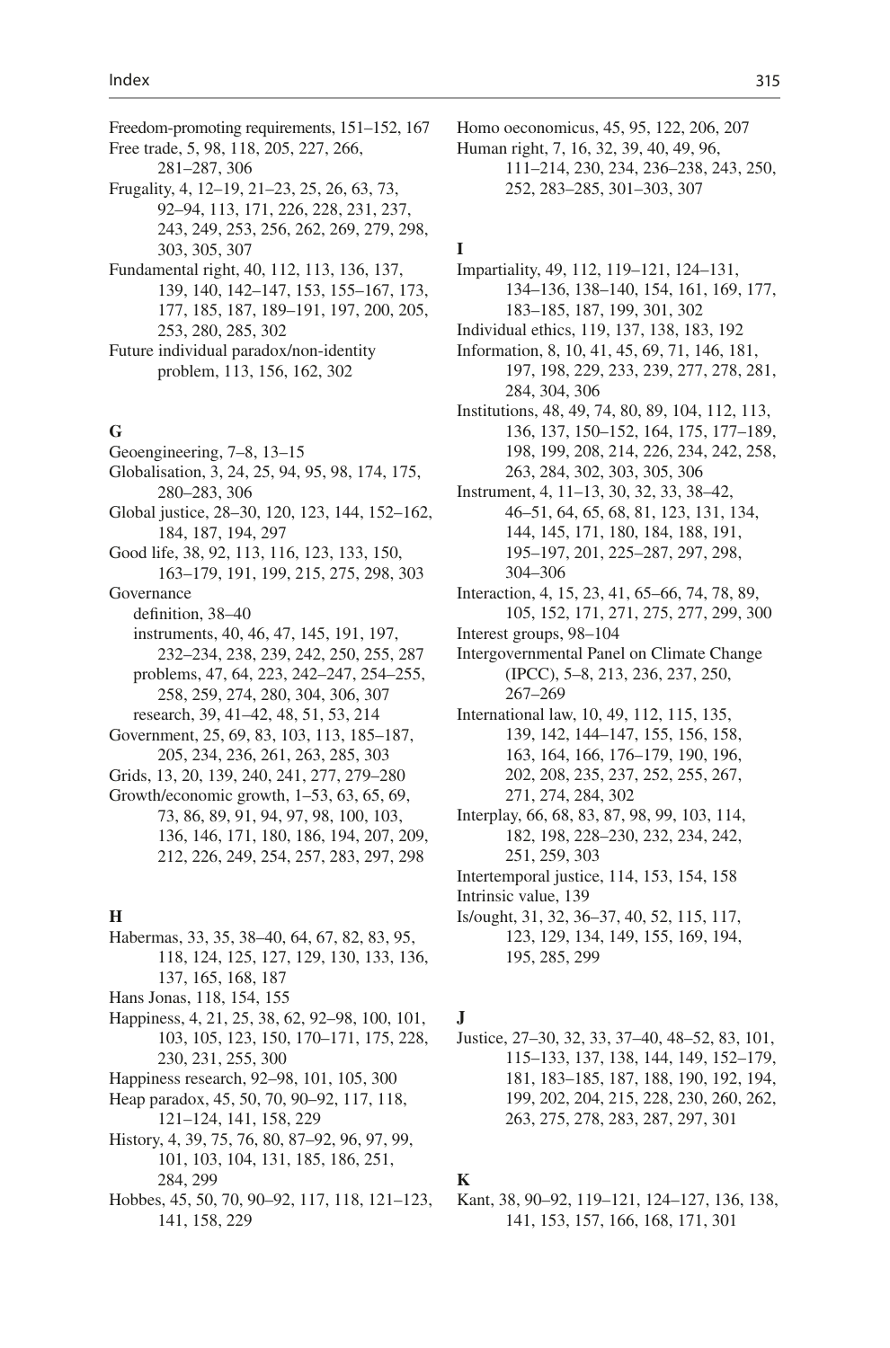Freedom-promoting requirements, 151–152, 167
Free trade, 5, 98, 118, 205, 227, 266, 281–287, 306
Frugality, 4, 12–19, 21–23, 25, 26, 63, 73, 92–94, 113, 171, 226, 228, 231, 237, 243, 249, 253, 256, 262, 269, 279, 298, 303, 305, 307
Fundamental right, 40, 112, 113, 136, 137, 139, 140, 142–147, 153, 155–167, 173, 177, 185, 187, 189–191, 197, 200, 205, 253, 280, 285, 302
Future individual paradox/non-identity problem, 113, 156, 162, 302

## G

Geoengineering, 7–8, 13–15
Globalisation, 3, 24, 25, 94, 95, 98, 174, 175, 280–283, 306
Global justice, 28–30, 120, 123, 144, 152–162, 184, 187, 194, 297
Good life, 38, 92, 113, 116, 123, 133, 150, 163–179, 191, 199, 215, 275, 298, 303
Governance
  definition, 38–40
  instruments, 40, 46, 47, 145, 191, 197, 232–234, 238, 239, 242, 250, 255, 287
  problems, 47, 64, 223, 242–247, 254–255, 258, 259, 274, 280, 304, 306, 307
  research, 39, 41–42, 48, 51, 53, 214
Government, 25, 69, 83, 103, 113, 185–187, 205, 234, 236, 261, 263, 285, 303
Grids, 13, 20, 139, 240, 241, 277, 279–280
Growth/economic growth, 1–53, 63, 65, 69, 73, 86, 89, 91, 94, 97, 98, 100, 103, 136, 146, 171, 180, 186, 194, 207, 209, 212, 226, 249, 254, 257, 283, 297, 298

## H

Habermas, 33, 35, 38–40, 64, 67, 82, 83, 95, 118, 124, 125, 127, 129, 130, 133, 136, 137, 165, 168, 187
Hans Jonas, 118, 154, 155
Happiness, 4, 21, 25, 38, 62, 92–98, 100, 101, 103, 105, 123, 150, 170–171, 175, 228, 230, 231, 255, 300
Happiness research, 92–98, 101, 105, 300
Heap paradox, 45, 50, 70, 90–92, 117, 118, 121–124, 141, 158, 229
History, 4, 39, 75, 76, 80, 87–92, 96, 97, 99, 101, 103, 104, 131, 185, 186, 251, 284, 299
Hobbes, 45, 50, 70, 90–92, 117, 118, 121–123, 141, 158, 229
Homo oeconomicus, 45, 95, 122, 206, 207
Human right, 7, 16, 32, 39, 40, 49, 96, 111–214, 230, 234, 236–238, 243, 250, 252, 283–285, 301–303, 307

## I

Impartiality, 49, 112, 119–121, 124–131, 134–136, 138–140, 154, 161, 169, 177, 183–185, 187, 199, 301, 302
Individual ethics, 119, 137, 138, 183, 192
Information, 8, 10, 41, 45, 69, 71, 146, 181, 197, 198, 229, 233, 239, 277, 278, 281, 284, 304, 306
Institutions, 48, 49, 74, 80, 89, 104, 112, 113, 136, 137, 150–152, 164, 175, 177–189, 198, 199, 208, 214, 226, 234, 242, 258, 263, 284, 302, 303, 305, 306
Instrument, 4, 11–13, 30, 32, 33, 38–42, 46–51, 64, 65, 68, 81, 123, 131, 134, 144, 145, 171, 180, 184, 188, 191, 195–197, 201, 225–287, 297, 298, 304–306
Interaction, 4, 15, 23, 41, 65–66, 74, 78, 89, 105, 152, 171, 271, 275, 277, 299, 300
Interest groups, 98–104
Intergovernmental Panel on Climate Change (IPCC), 5–8, 213, 236, 237, 250, 267–269
International law, 10, 49, 112, 115, 135, 139, 142, 144–147, 155, 156, 158, 163, 164, 166, 176–179, 190, 196, 202, 208, 235, 237, 252, 255, 267, 271, 274, 284, 302
Interplay, 66, 68, 83, 87, 98, 99, 103, 114, 182, 198, 228–230, 232, 234, 242, 251, 259, 303
Intertemporal justice, 114, 153, 154, 158
Intrinsic value, 139
Is/ought, 31, 32, 36–37, 40, 52, 115, 117, 123, 129, 134, 149, 155, 169, 194, 195, 285, 299

## J

Justice, 27–30, 32, 33, 37–40, 48–52, 83, 101, 115–133, 137, 138, 144, 149, 152–179, 181, 183–185, 187, 188, 190, 192, 194, 199, 202, 204, 215, 228, 230, 260, 262, 263, 275, 278, 283, 287, 297, 301

## K

Kant, 38, 90–92, 119–121, 124–127, 136, 138, 141, 153, 157, 166, 168, 171, 301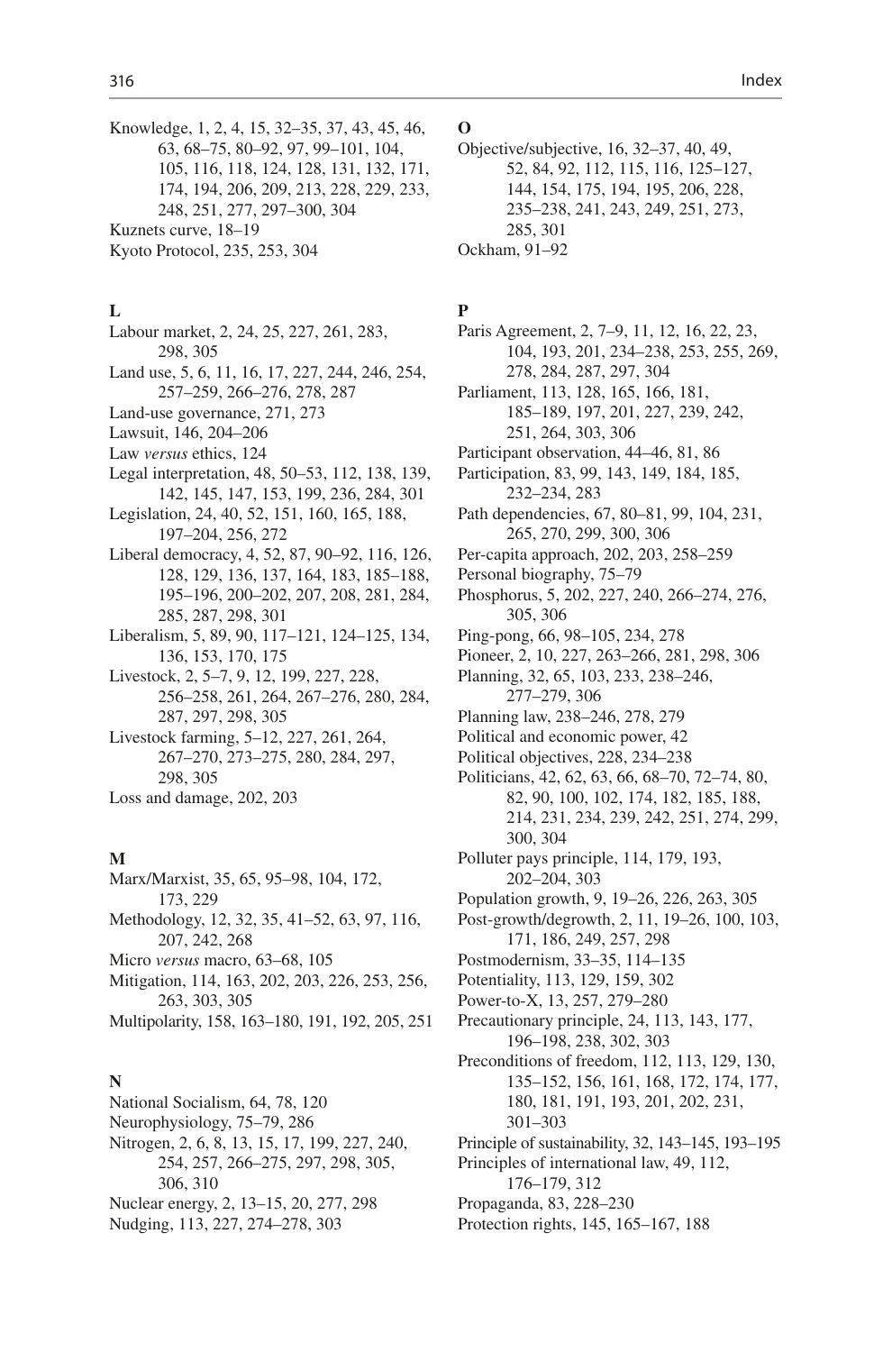Knowledge, 1, 2, 4, 15, 32–35, 37, 43, 45, 46, 63, 68–75, 80–92, 97, 99–101, 104, 105, 116, 118, 124, 128, 131, 132, 171, 174, 194, 206, 209, 213, 228, 229, 233, 248, 251, 277, 297–300, 304
Kuznets curve, 18–19
Kyoto Protocol, 235, 253, 304

**L**

Labour market, 2, 24, 25, 227, 261, 283, 298, 305
Land use, 5, 6, 11, 16, 17, 227, 244, 246, 254, 257–259, 266–276, 278, 287
Land-use governance, 271, 273
Lawsuit, 146, 204–206
Law *versus* ethics, 124
Legal interpretation, 48, 50–53, 112, 138, 139, 142, 145, 147, 153, 199, 236, 284, 301
Legislation, 24, 40, 52, 151, 160, 165, 188, 197–204, 256, 272
Liberal democracy, 4, 52, 87, 90–92, 116, 126, 128, 129, 136, 137, 164, 183, 185–188, 195–196, 200–202, 207, 208, 281, 284, 285, 287, 298, 301
Liberalism, 5, 89, 90, 117–121, 124–125, 134, 136, 153, 170, 175
Livestock, 2, 5–7, 9, 12, 199, 227, 228, 256–258, 261, 264, 267–276, 280, 284, 287, 297, 298, 305
Livestock farming, 5–12, 227, 261, 264, 267–270, 273–275, 280, 284, 297, 298, 305
Loss and damage, 202, 203

**M**

Marx/Marxist, 35, 65, 95–98, 104, 172, 173, 229
Methodology, 12, 32, 35, 41–52, 63, 97, 116, 207, 242, 268
Micro *versus* macro, 63–68, 105
Mitigation, 114, 163, 202, 203, 226, 253, 256, 263, 303, 305
Multipolarity, 158, 163–180, 191, 192, 205, 251

**N**

National Socialism, 64, 78, 120
Neurophysiology, 75–79, 286
Nitrogen, 2, 6, 8, 13, 15, 17, 199, 227, 240, 254, 257, 266–275, 297, 298, 305, 306, 310
Nuclear energy, 2, 13–15, 20, 277, 298
Nudging, 113, 227, 274–278, 303

**O**

Objective/subjective, 16, 32–37, 40, 49, 52, 84, 92, 112, 115, 116, 125–127, 144, 154, 175, 194, 195, 206, 228, 235–238, 241, 243, 249, 251, 273, 285, 301
Ockham, 91–92

**P**

Paris Agreement, 2, 7–9, 11, 12, 16, 22, 23, 104, 193, 201, 234–238, 253, 255, 269, 278, 284, 287, 297, 304
Parliament, 113, 128, 165, 166, 181, 185–189, 197, 201, 227, 239, 242, 251, 264, 303, 306
Participant observation, 44–46, 81, 86
Participation, 83, 99, 143, 149, 184, 185, 232–234, 283
Path dependencies, 67, 80–81, 99, 104, 231, 265, 270, 299, 300, 306
Per-capita approach, 202, 203, 258–259
Personal biography, 75–79
Phosphorus, 5, 202, 227, 240, 266–274, 276, 305, 306
Ping-pong, 66, 98–105, 234, 278
Pioneer, 2, 10, 227, 263–266, 281, 298, 306
Planning, 32, 65, 103, 233, 238–246, 277–279, 306
Planning law, 238–246, 278, 279
Political and economic power, 42
Political objectives, 228, 234–238
Politicians, 42, 62, 63, 66, 68–70, 72–74, 80, 82, 90, 100, 102, 174, 182, 185, 188, 214, 231, 234, 239, 242, 251, 274, 299, 300, 304
Polluter pays principle, 114, 179, 193, 202–204, 303
Population growth, 9, 19–26, 226, 263, 305
Post-growth/degrowth, 2, 11, 19–26, 100, 103, 171, 186, 249, 257, 298
Postmodernism, 33–35, 114–135
Potentiality, 113, 129, 159, 302
Power-to-X, 13, 257, 279–280
Precautionary principle, 24, 113, 143, 177, 196–198, 238, 302, 303
Preconditions of freedom, 112, 113, 129, 130, 135–152, 156, 161, 168, 172, 174, 177, 180, 181, 191, 193, 201, 202, 231, 301–303
Principle of sustainability, 32, 143–145, 193–195
Principles of international law, 49, 112, 176–179, 312
Propaganda, 83, 228–230
Protection rights, 145, 165–167, 188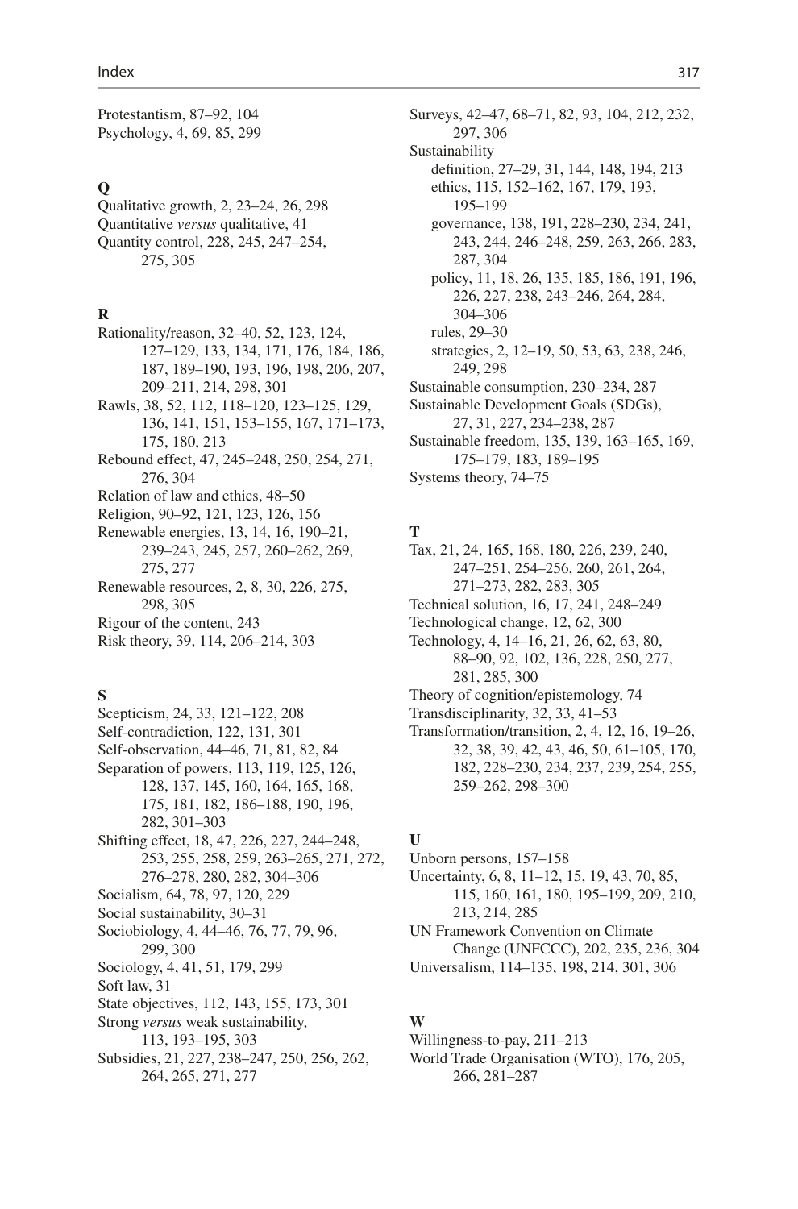Protestantism, 87–92, 104
Psychology, 4, 69, 85, 299

**Q**

Qualitative growth, 2, 23–24, 26, 298
Quantitative *versus* qualitative, 41
Quantity control, 228, 245, 247–254, 275, 305

**R**

Rationality/reason, 32–40, 52, 123, 124, 127–129, 133, 134, 171, 176, 184, 186, 187, 189–190, 193, 196, 198, 206, 207, 209–211, 214, 298, 301
Rawls, 38, 52, 112, 118–120, 123–125, 129, 136, 141, 151, 153–155, 167, 171–173, 175, 180, 213
Rebound effect, 47, 245–248, 250, 254, 271, 276, 304
Relation of law and ethics, 48–50
Religion, 90–92, 121, 123, 126, 156
Renewable energies, 13, 14, 16, 190–21, 239–243, 245, 257, 260–262, 269, 275, 277
Renewable resources, 2, 8, 30, 226, 275, 298, 305
Rigour of the content, 243
Risk theory, 39, 114, 206–214, 303

**S**

Scepticism, 24, 33, 121–122, 208
Self-contradiction, 122, 131, 301
Self-observation, 44–46, 71, 81, 82, 84
Separation of powers, 113, 119, 125, 126, 128, 137, 145, 160, 164, 165, 168, 175, 181, 182, 186–188, 190, 196, 282, 301–303
Shifting effect, 18, 47, 226, 227, 244–248, 253, 255, 258, 259, 263–265, 271, 272, 276–278, 280, 282, 304–306
Socialism, 64, 78, 97, 120, 229
Social sustainability, 30–31
Sociobiology, 4, 44–46, 76, 77, 79, 96, 299, 300
Sociology, 4, 41, 51, 179, 299
Soft law, 31
State objectives, 112, 143, 155, 173, 301
Strong *versus* weak sustainability, 113, 193–195, 303
Subsidies, 21, 227, 238–247, 250, 256, 262, 264, 265, 271, 277
Surveys, 42–47, 68–71, 82, 93, 104, 212, 232, 297, 306
Sustainability
- definition, 27–29, 31, 144, 148, 194, 213
- ethics, 115, 152–162, 167, 179, 193, 195–199
- governance, 138, 191, 228–230, 234, 241, 243, 244, 246–248, 259, 263, 266, 283, 287, 304
- policy, 11, 18, 26, 135, 185, 186, 191, 196, 226, 227, 238, 243–246, 264, 284, 304–306
- rules, 29–30
- strategies, 2, 12–19, 50, 53, 63, 238, 246, 249, 298

Sustainable consumption, 230–234, 287
Sustainable Development Goals (SDGs), 27, 31, 227, 234–238, 287
Sustainable freedom, 135, 139, 163–165, 169, 175–179, 183, 189–195
Systems theory, 74–75

**T**

Tax, 21, 24, 165, 168, 180, 226, 239, 240, 247–251, 254–256, 260, 261, 264, 271–273, 282, 283, 305
Technical solution, 16, 17, 241, 248–249
Technological change, 12, 62, 300
Technology, 4, 14–16, 21, 26, 62, 63, 80, 88–90, 92, 102, 136, 228, 250, 277, 281, 285, 300
Theory of cognition/epistemology, 74
Transdisciplinarity, 32, 33, 41–53
Transformation/transition, 2, 4, 12, 16, 19–26, 32, 38, 39, 42, 43, 46, 50, 61–105, 170, 182, 228–230, 234, 237, 239, 254, 255, 259–262, 298–300

**U**

Unborn persons, 157–158
Uncertainty, 6, 8, 11–12, 15, 19, 43, 70, 85, 115, 160, 161, 180, 195–199, 209, 210, 213, 214, 285
UN Framework Convention on Climate Change (UNFCCC), 202, 235, 236, 304
Universalism, 114–135, 198, 214, 301, 306

**W**

Willingness-to-pay, 211–213
World Trade Organisation (WTO), 176, 205, 266, 281–287